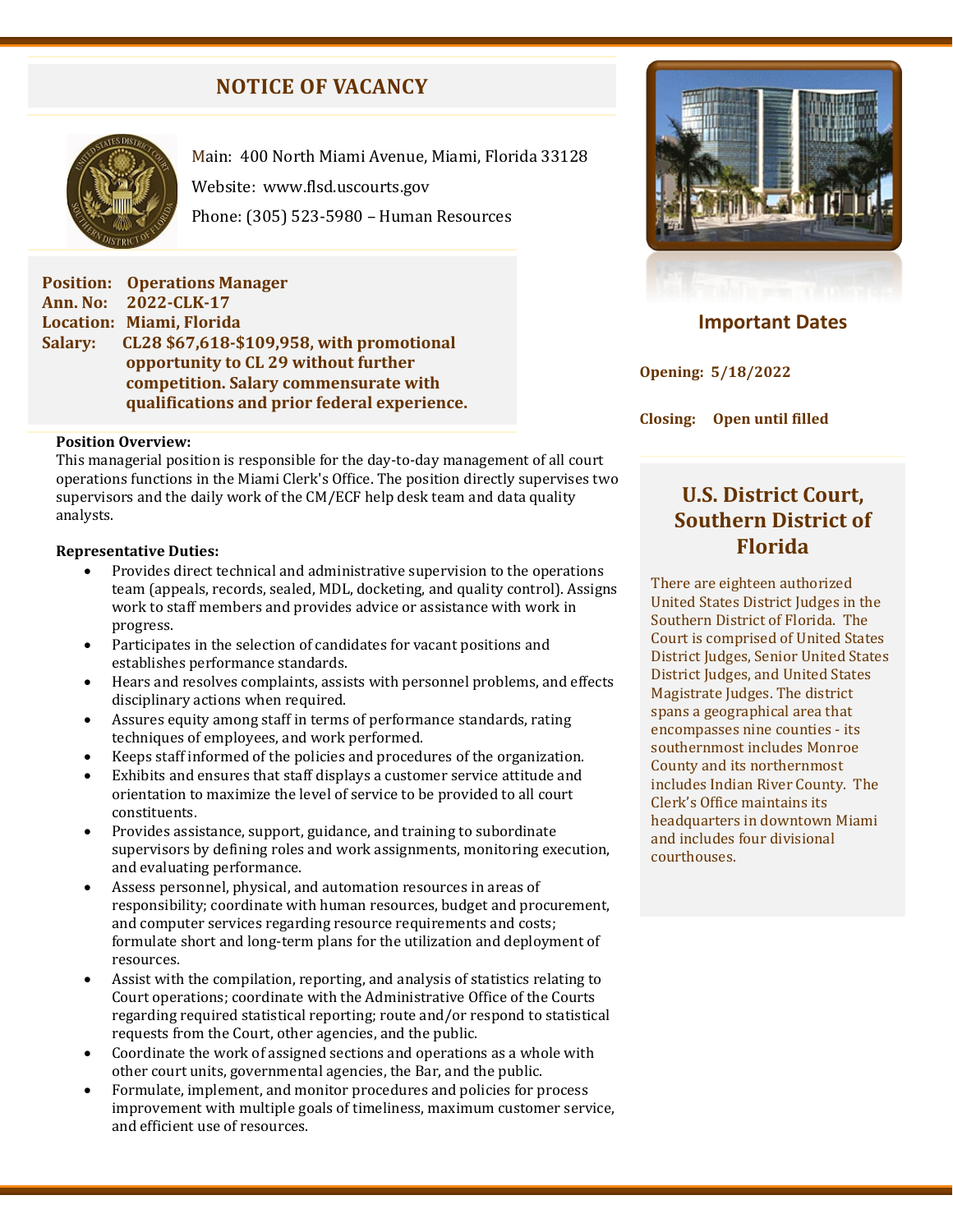# NOTICE OF VACANCY

Main: 400 North Miami Avenue, Miami, Florida 33128

Website: www.flsd.uscourts.gov

Phone: (305) 523-5980 – Human Resources

**Position:** **Operations Manager**
**Ann. No:** **2022-CLK-17**
**Location:** **Miami, Florida**
**Salary:** **CL28 $67,618-$109,958, with promotional opportunity to CL 29 without further competition. Salary commensurate with qualifications and prior federal experience.**

**Position Overview:**
This managerial position is responsible for the day-to-day management of all court operations functions in the Miami Clerk's Office. The position directly supervises two supervisors and the daily work of the CM/ECF help desk team and data quality analysts.

**Representative Duties:**

- Provides direct technical and administrative supervision to the operations team (appeals, records, sealed, MDL, docketing, and quality control). Assigns work to staff members and provides advice or assistance with work in progress.
- Participates in the selection of candidates for vacant positions and establishes performance standards.
- Hears and resolves complaints, assists with personnel problems, and effects disciplinary actions when required.
- Assures equity among staff in terms of performance standards, rating techniques of employees, and work performed.
- Keeps staff informed of the policies and procedures of the organization.
- Exhibits and ensures that staff displays a customer service attitude and orientation to maximize the level of service to be provided to all court constituents.
- Provides assistance, support, guidance, and training to subordinate supervisors by defining roles and work assignments, monitoring execution, and evaluating performance.
- Assess personnel, physical, and automation resources in areas of responsibility; coordinate with human resources, budget and procurement, and computer services regarding resource requirements and costs; formulate short and long-term plans for the utilization and deployment of resources.
- Assist with the compilation, reporting, and analysis of statistics relating to Court operations; coordinate with the Administrative Office of the Courts regarding required statistical reporting; route and/or respond to statistical requests from the Court, other agencies, and the public.
- Coordinate the work of assigned sections and operations as a whole with other court units, governmental agencies, the Bar, and the public.
- Formulate, implement, and monitor procedures and policies for process improvement with multiple goals of timeliness, maximum customer service, and efficient use of resources.

## Important Dates

**Opening: 5/18/2022**

**Closing: Open until filled**

## U.S. District Court, Southern District of Florida

There are eighteen authorized United States District Judges in the Southern District of Florida. The Court is comprised of United States District Judges, Senior United States District Judges, and United States Magistrate Judges. The district spans a geographical area that encompasses nine counties - its southernmost includes Monroe County and its northernmost includes Indian River County. The Clerk's Office maintains its headquarters in downtown Miami and includes four divisional courthouses.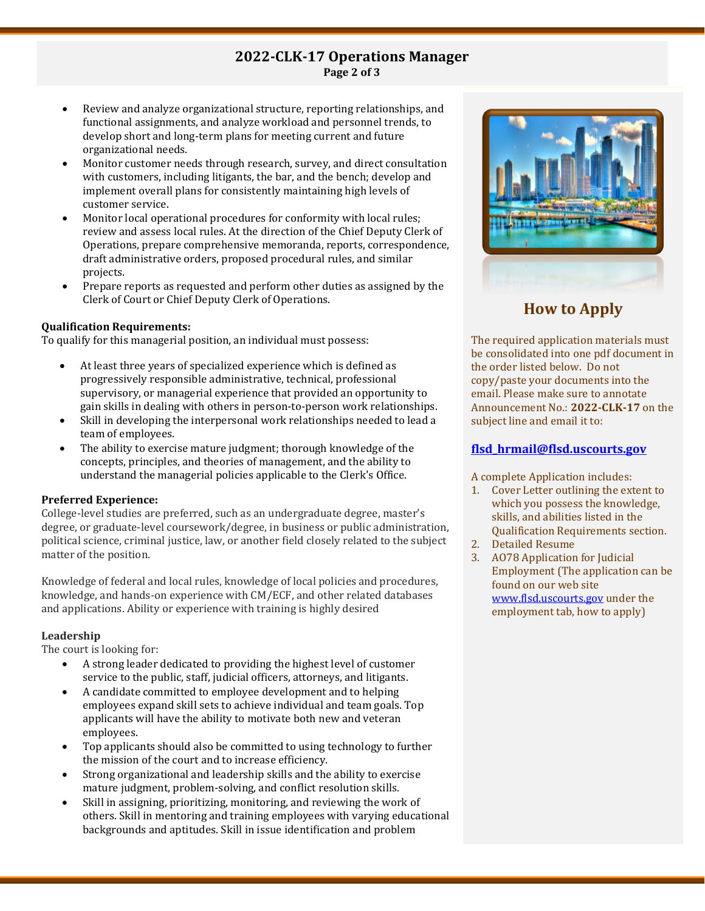- Review and analyze organizational structure, reporting relationships, and functional assignments, and analyze workload and personnel trends, to develop short and long-term plans for meeting current and future organizational needs.
- Monitor customer needs through research, survey, and direct consultation with customers, including litigants, the bar, and the bench; develop and implement overall plans for consistently maintaining high levels of customer service.
- Monitor local operational procedures for conformity with local rules; review and assess local rules. At the direction of the Chief Deputy Clerk of Operations, prepare comprehensive memoranda, reports, correspondence, draft administrative orders, proposed procedural rules, and similar projects.
- Prepare reports as requested and perform other duties as assigned by the Clerk of Court or Chief Deputy Clerk of Operations.

**Qualification Requirements:**
To qualify for this managerial position, an individual must possess:

- At least three years of specialized experience which is defined as progressively responsible administrative, technical, professional supervisory, or managerial experience that provided an opportunity to gain skills in dealing with others in person-to-person work relationships.
- Skill in developing the interpersonal work relationships needed to lead a team of employees.
- The ability to exercise mature judgment; thorough knowledge of the concepts, principles, and theories of management, and the ability to understand the managerial policies applicable to the Clerk's Office.

**Preferred Experience:**
College-level studies are preferred, such as an undergraduate degree, master's degree, or graduate-level coursework/degree, in business or public administration, political science, criminal justice, law, or another field closely related to the subject matter of the position.

Knowledge of federal and local rules, knowledge of local policies and procedures, knowledge, and hands-on experience with CM/ECF, and other related databases and applications. Ability or experience with training is highly desired

**Leadership**
The court is looking for:

- A strong leader dedicated to providing the highest level of customer service to the public, staff, judicial officers, attorneys, and litigants.
- A candidate committed to employee development and to helping employees expand skill sets to achieve individual and team goals. Top applicants will have the ability to motivate both new and veteran employees.
- Top applicants should also be committed to using technology to further the mission of the court and to increase efficiency.
- Strong organizational and leadership skills and the ability to exercise mature judgment, problem-solving, and conflict resolution skills.
- Skill in assigning, prioritizing, monitoring, and reviewing the work of others. Skill in mentoring and training employees with varying educational backgrounds and aptitudes. Skill in issue identification and problem

## How to Apply

The required application materials must be consolidated into one pdf document in the order listed below. Do not copy/paste your documents into the email. Please make sure to annotate Announcement No.: **2022-CLK-17** on the subject line and email it to:

**flsd_hrmail@flsd.uscourts.gov**

A complete Application includes:

1. Cover Letter outlining the extent to which you possess the knowledge, skills, and abilities listed in the Qualification Requirements section.
2. Detailed Resume
3. AO78 Application for Judicial Employment (The application can be found on our web site www.flsd.uscourts.gov under the employment tab, how to apply)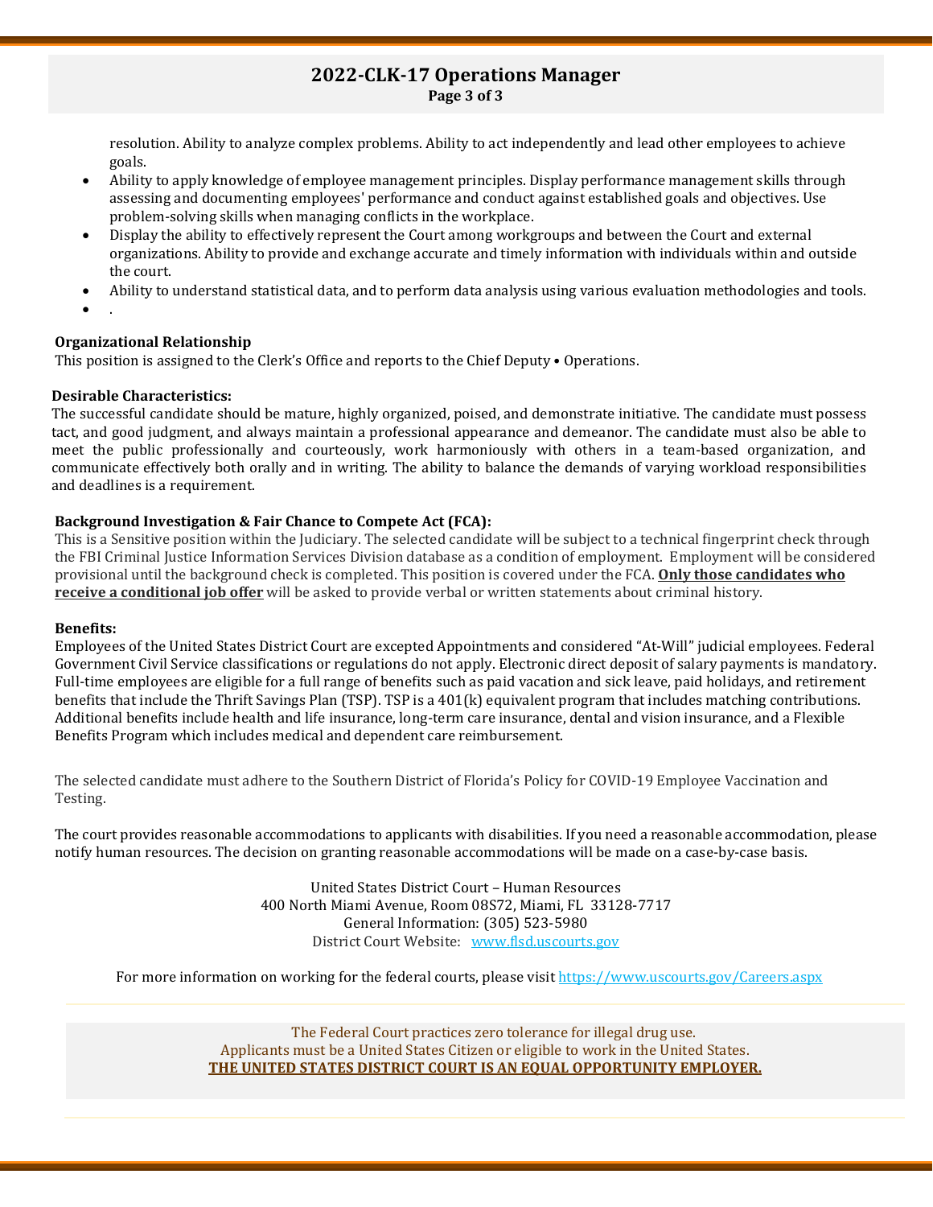resolution. Ability to analyze complex problems. Ability to act independently and lead other employees to achieve goals.

- Ability to apply knowledge of employee management principles. Display performance management skills through assessing and documenting employees' performance and conduct against established goals and objectives. Use problem-solving skills when managing conflicts in the workplace.
- Display the ability to effectively represent the Court among workgroups and between the Court and external organizations. Ability to provide and exchange accurate and timely information with individuals within and outside the court.
- Ability to understand statistical data, and to perform data analysis using various evaluation methodologies and tools.
- .

**Organizational Relationship**

This position is assigned to the Clerk's Office and reports to the Chief Deputy • Operations.

**Desirable Characteristics:**

The successful candidate should be mature, highly organized, poised, and demonstrate initiative. The candidate must possess tact, and good judgment, and always maintain a professional appearance and demeanor. The candidate must also be able to meet the public professionally and courteously, work harmoniously with others in a team-based organization, and communicate effectively both orally and in writing. The ability to balance the demands of varying workload responsibilities and deadlines is a requirement.

**Background Investigation & Fair Chance to Compete Act (FCA):**

This is a Sensitive position within the Judiciary. The selected candidate will be subject to a technical fingerprint check through the FBI Criminal Justice Information Services Division database as a condition of employment. Employment will be considered provisional until the background check is completed. This position is covered under the FCA. **Only those candidates who receive a conditional job offer** will be asked to provide verbal or written statements about criminal history.

**Benefits:**

Employees of the United States District Court are excepted Appointments and considered "At-Will" judicial employees. Federal Government Civil Service classifications or regulations do not apply. Electronic direct deposit of salary payments is mandatory. Full-time employees are eligible for a full range of benefits such as paid vacation and sick leave, paid holidays, and retirement benefits that include the Thrift Savings Plan (TSP). TSP is a 401(k) equivalent program that includes matching contributions. Additional benefits include health and life insurance, long-term care insurance, dental and vision insurance, and a Flexible Benefits Program which includes medical and dependent care reimbursement.

The selected candidate must adhere to the Southern District of Florida's Policy for COVID-19 Employee Vaccination and Testing.

The court provides reasonable accommodations to applicants with disabilities. If you need a reasonable accommodation, please notify human resources. The decision on granting reasonable accommodations will be made on a case-by-case basis.

United States District Court – Human Resources
400 North Miami Avenue, Room 08S72, Miami, FL 33128-7717
General Information: (305) 523-5980
District Court Website: www.flsd.uscourts.gov

For more information on working for the federal courts, please visit https://www.uscourts.gov/Careers.aspx

The Federal Court practices zero tolerance for illegal drug use.
Applicants must be a United States Citizen or eligible to work in the United States.
**THE UNITED STATES DISTRICT COURT IS AN EQUAL OPPORTUNITY EMPLOYER.**